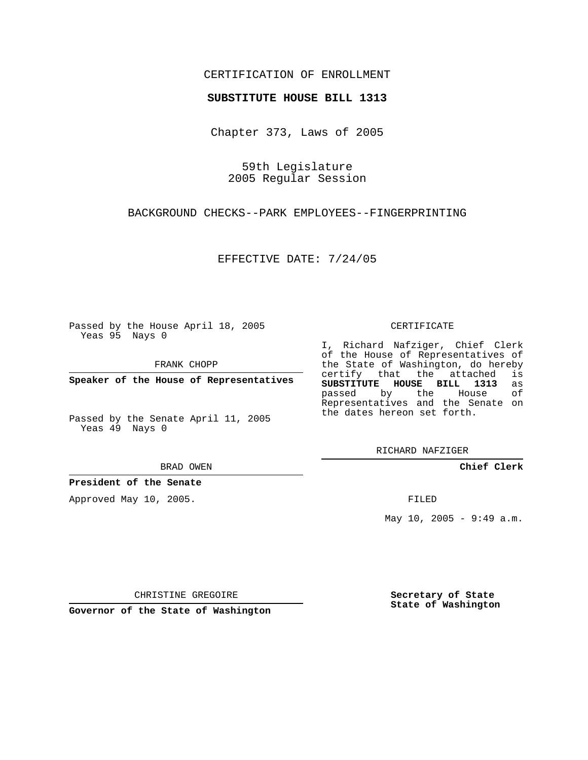CERTIFICATION OF ENROLLMENT

**SUBSTITUTE HOUSE BILL 1313**

Chapter 373, Laws of 2005

59th Legislature
2005 Regular Session

BACKGROUND CHECKS--PARK EMPLOYEES--FINGERPRINTING

EFFECTIVE DATE: 7/24/05

Passed by the House April 18, 2005
Yeas 95 Nays 0

FRANK CHOPP

**Speaker of the House of Representatives**

Passed by the Senate April 11, 2005
Yeas 49 Nays 0

BRAD OWEN

**President of the Senate**

Approved May 10, 2005.

CHRISTINE GREGOIRE

**Governor of the State of Washington**

CERTIFICATE

I, Richard Nafziger, Chief Clerk of the House of Representatives of the State of Washington, do hereby certify that the attached is **SUBSTITUTE HOUSE BILL 1313** as passed by the House of Representatives and the Senate on the dates hereon set forth.

RICHARD NAFZIGER

**Chief Clerk**

FILED

May 10, 2005 - 9:49 a.m.

**Secretary of State**
**State of Washington**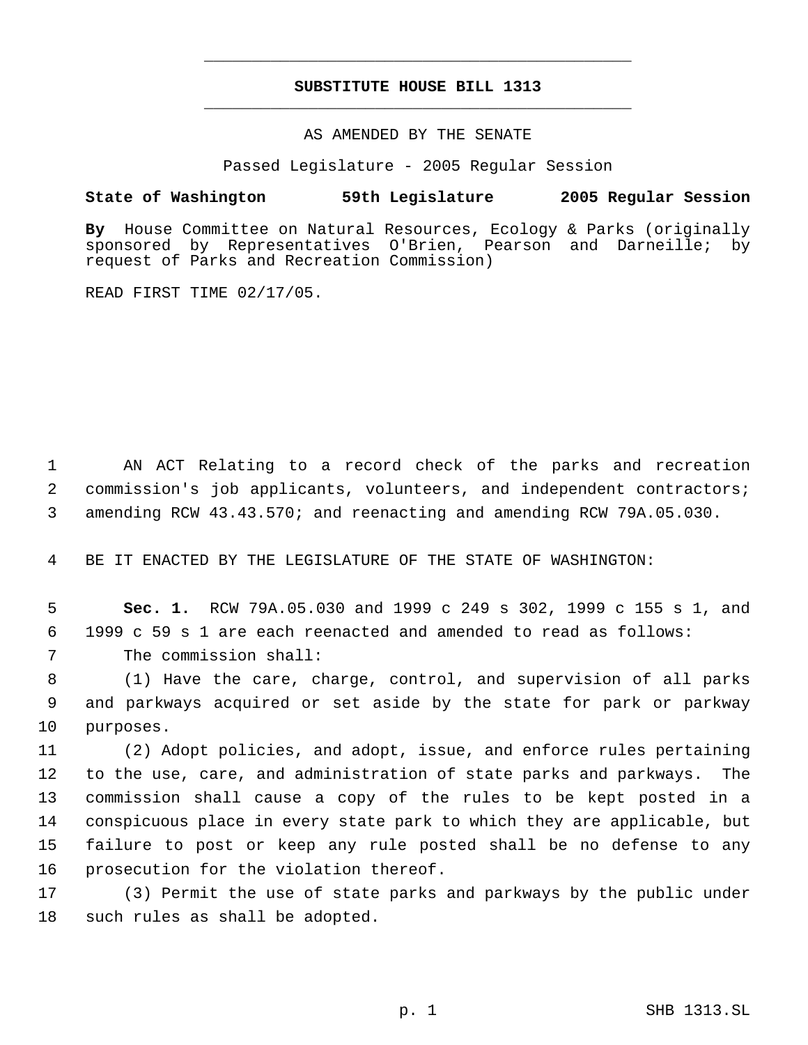# SUBSTITUTE HOUSE BILL 1313

AS AMENDED BY THE SENATE

Passed Legislature - 2005 Regular Session

**State of Washington 59th Legislature 2005 Regular Session**

**By** House Committee on Natural Resources, Ecology & Parks (originally sponsored by Representatives O'Brien, Pearson and Darneille; by request of Parks and Recreation Commission)

READ FIRST TIME 02/17/05.

AN ACT Relating to a record check of the parks and recreation commission's job applicants, volunteers, and independent contractors; amending RCW 43.43.570; and reenacting and amending RCW 79A.05.030.

BE IT ENACTED BY THE LEGISLATURE OF THE STATE OF WASHINGTON:

**Sec. 1.** RCW 79A.05.030 and 1999 c 249 s 302, 1999 c 155 s 1, and 1999 c 59 s 1 are each reenacted and amended to read as follows:

The commission shall:

(1) Have the care, charge, control, and supervision of all parks and parkways acquired or set aside by the state for park or parkway purposes.

(2) Adopt policies, and adopt, issue, and enforce rules pertaining to the use, care, and administration of state parks and parkways. The commission shall cause a copy of the rules to be kept posted in a conspicuous place in every state park to which they are applicable, but failure to post or keep any rule posted shall be no defense to any prosecution for the violation thereof.

(3) Permit the use of state parks and parkways by the public under such rules as shall be adopted.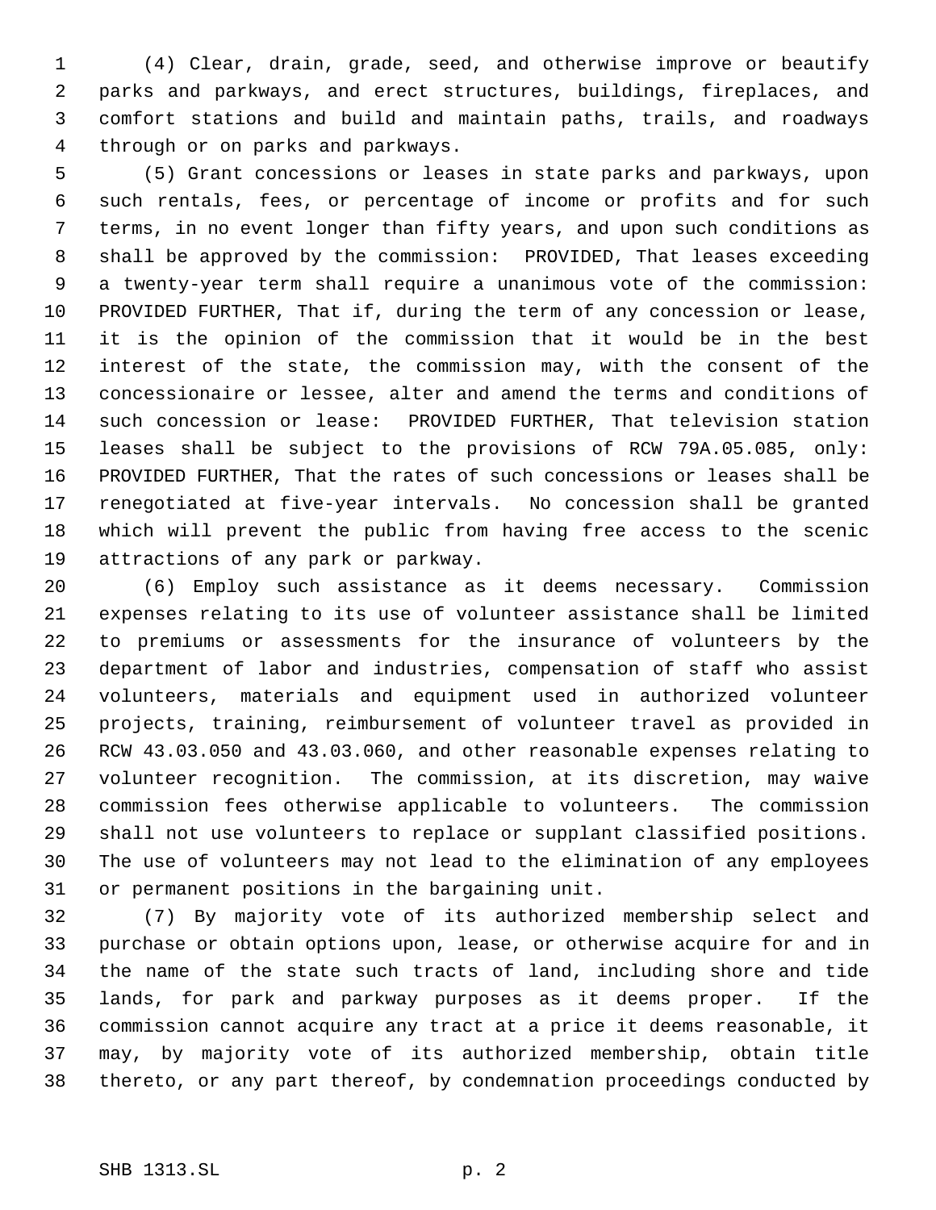(4) Clear, drain, grade, seed, and otherwise improve or beautify parks and parkways, and erect structures, buildings, fireplaces, and comfort stations and build and maintain paths, trails, and roadways through or on parks and parkways.

(5) Grant concessions or leases in state parks and parkways, upon such rentals, fees, or percentage of income or profits and for such terms, in no event longer than fifty years, and upon such conditions as shall be approved by the commission: PROVIDED, That leases exceeding a twenty-year term shall require a unanimous vote of the commission: PROVIDED FURTHER, That if, during the term of any concession or lease, it is the opinion of the commission that it would be in the best interest of the state, the commission may, with the consent of the concessionaire or lessee, alter and amend the terms and conditions of such concession or lease: PROVIDED FURTHER, That television station leases shall be subject to the provisions of RCW 79A.05.085, only: PROVIDED FURTHER, That the rates of such concessions or leases shall be renegotiated at five-year intervals. No concession shall be granted which will prevent the public from having free access to the scenic attractions of any park or parkway.

(6) Employ such assistance as it deems necessary. Commission expenses relating to its use of volunteer assistance shall be limited to premiums or assessments for the insurance of volunteers by the department of labor and industries, compensation of staff who assist volunteers, materials and equipment used in authorized volunteer projects, training, reimbursement of volunteer travel as provided in RCW 43.03.050 and 43.03.060, and other reasonable expenses relating to volunteer recognition. The commission, at its discretion, may waive commission fees otherwise applicable to volunteers. The commission shall not use volunteers to replace or supplant classified positions. The use of volunteers may not lead to the elimination of any employees or permanent positions in the bargaining unit.

(7) By majority vote of its authorized membership select and purchase or obtain options upon, lease, or otherwise acquire for and in the name of the state such tracts of land, including shore and tide lands, for park and parkway purposes as it deems proper. If the commission cannot acquire any tract at a price it deems reasonable, it may, by majority vote of its authorized membership, obtain title thereto, or any part thereof, by condemnation proceedings conducted by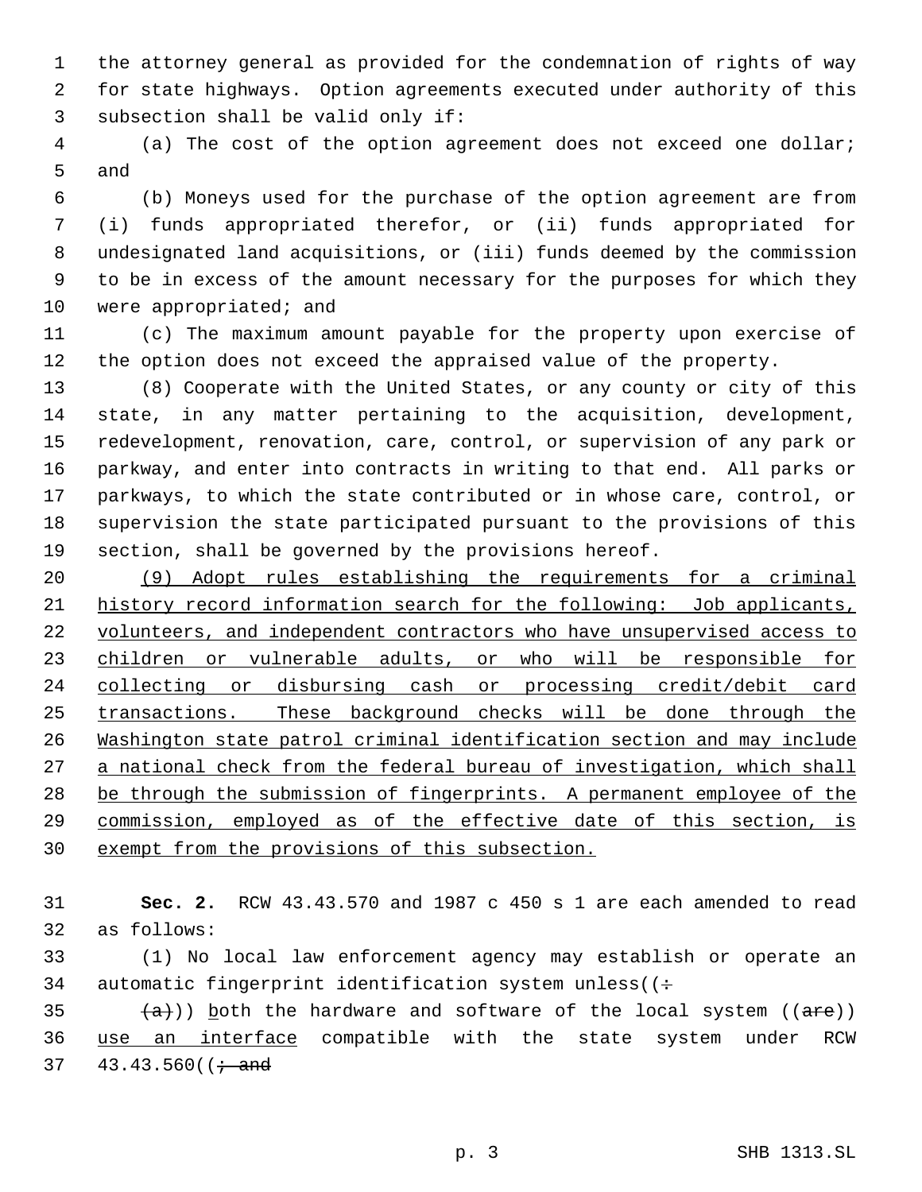the attorney general as provided for the condemnation of rights of way for state highways. Option agreements executed under authority of this subsection shall be valid only if:

(a) The cost of the option agreement does not exceed one dollar; and

(b) Moneys used for the purchase of the option agreement are from (i) funds appropriated therefor, or (ii) funds appropriated for undesignated land acquisitions, or (iii) funds deemed by the commission to be in excess of the amount necessary for the purposes for which they were appropriated; and

(c) The maximum amount payable for the property upon exercise of the option does not exceed the appraised value of the property.

(8) Cooperate with the United States, or any county or city of this state, in any matter pertaining to the acquisition, development, redevelopment, renovation, care, control, or supervision of any park or parkway, and enter into contracts in writing to that end. All parks or parkways, to which the state contributed or in whose care, control, or supervision the state participated pursuant to the provisions of this section, shall be governed by the provisions hereof.

<u>(9) Adopt rules establishing the requirements for a criminal history record information search for the following: Job applicants, volunteers, and independent contractors who have unsupervised access to children or vulnerable adults, or who will be responsible for collecting or disbursing cash or processing credit/debit card transactions. These background checks will be done through the Washington state patrol criminal identification section and may include a national check from the federal bureau of investigation, which shall be through the submission of fingerprints. A permanent employee of the commission, employed as of the effective date of this section, is exempt from the provisions of this subsection.</u>

**Sec. 2.** RCW 43.43.570 and 1987 c 450 s 1 are each amended to read as follows:

(1) No local law enforcement agency may establish or operate an automatic fingerprint identification system unless((~~:~~

~~(a)~~)) <u>b</u>oth the hardware and software of the local system ((~~are~~)) <u>use an interface</u> compatible with the state system under RCW 43.43.560((~~; and~~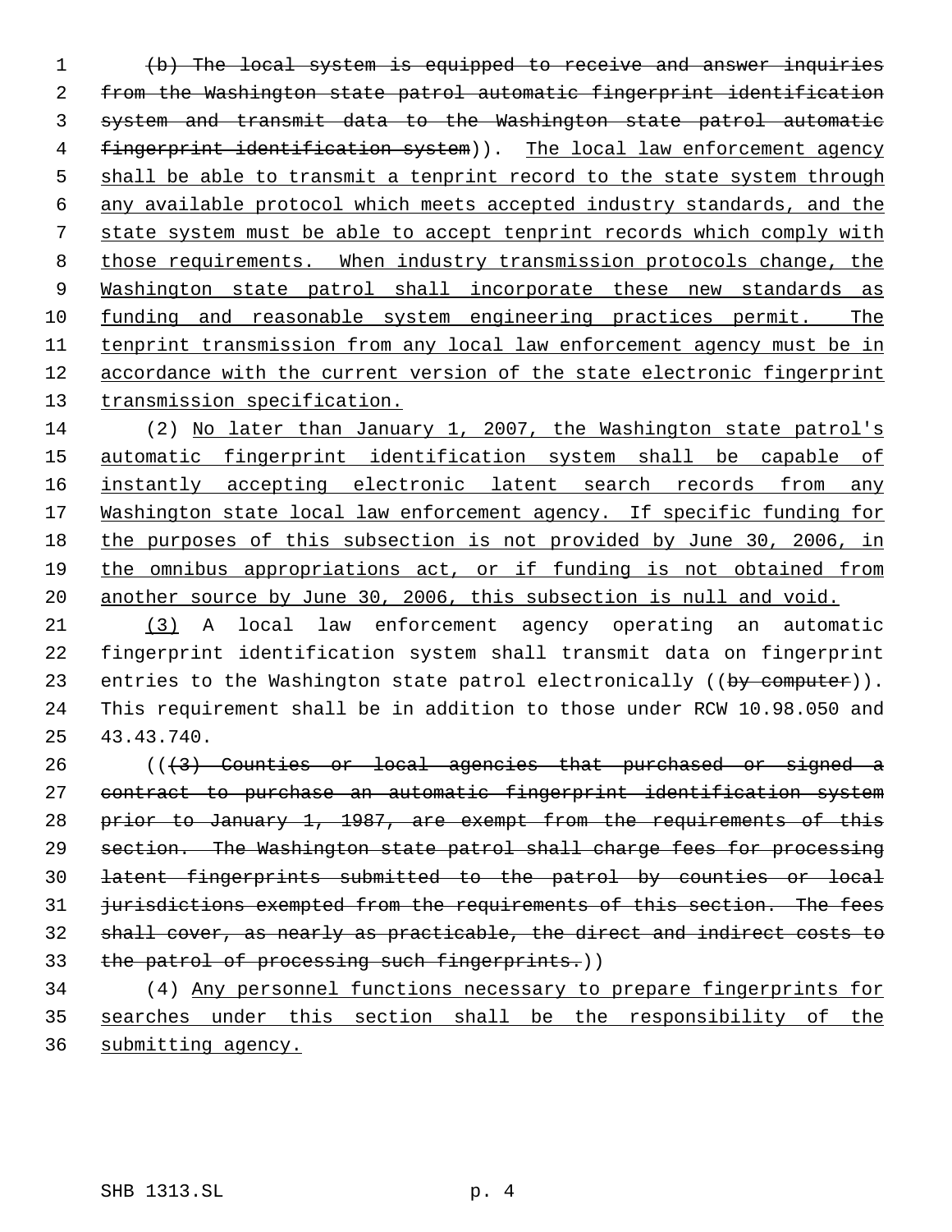(b) The local system is equipped to receive and answer inquiries from the Washington state patrol automatic fingerprint identification system and transmit data to the Washington state patrol automatic fingerprint identification system)). The local law enforcement agency shall be able to transmit a tenprint record to the state system through any available protocol which meets accepted industry standards, and the state system must be able to accept tenprint records which comply with those requirements. When industry transmission protocols change, the Washington state patrol shall incorporate these new standards as funding and reasonable system engineering practices permit. The tenprint transmission from any local law enforcement agency must be in accordance with the current version of the state electronic fingerprint transmission specification.

(2) No later than January 1, 2007, the Washington state patrol's automatic fingerprint identification system shall be capable of instantly accepting electronic latent search records from any Washington state local law enforcement agency. If specific funding for the purposes of this subsection is not provided by June 30, 2006, in the omnibus appropriations act, or if funding is not obtained from another source by June 30, 2006, this subsection is null and void.

(3) A local law enforcement agency operating an automatic fingerprint identification system shall transmit data on fingerprint entries to the Washington state patrol electronically ((by computer)). This requirement shall be in addition to those under RCW 10.98.050 and 43.43.740.

(((3) Counties or local agencies that purchased or signed a contract to purchase an automatic fingerprint identification system prior to January 1, 1987, are exempt from the requirements of this section. The Washington state patrol shall charge fees for processing latent fingerprints submitted to the patrol by counties or local jurisdictions exempted from the requirements of this section. The fees shall cover, as nearly as practicable, the direct and indirect costs to the patrol of processing such fingerprints.))

(4) Any personnel functions necessary to prepare fingerprints for searches under this section shall be the responsibility of the submitting agency.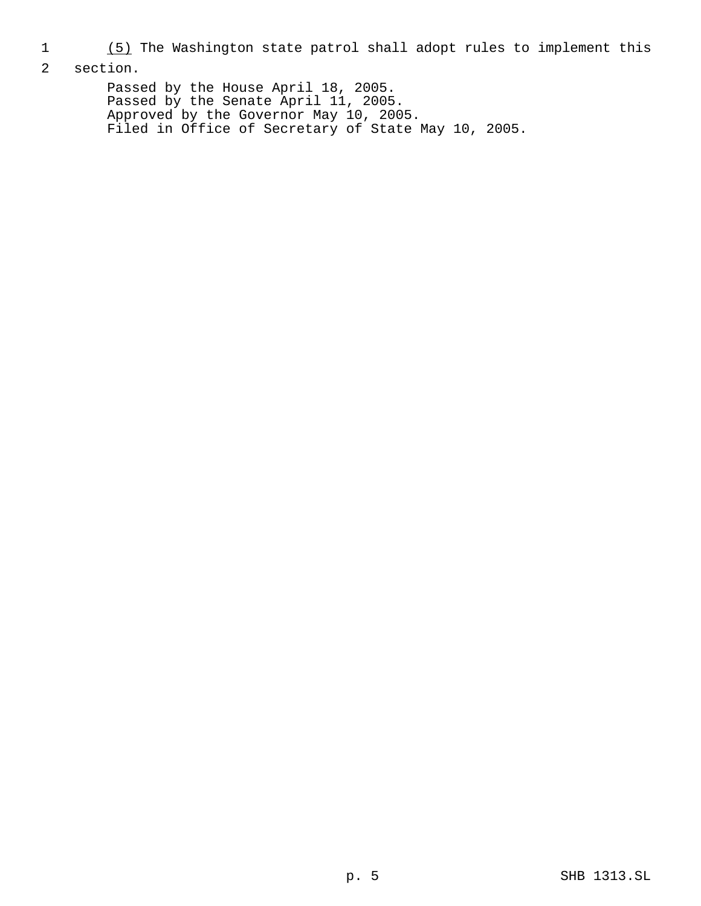<u>(5)</u> The Washington state patrol shall adopt rules to implement this section.

Passed by the House April 18, 2005.
Passed by the Senate April 11, 2005.
Approved by the Governor May 10, 2005.
Filed in Office of Secretary of State May 10, 2005.